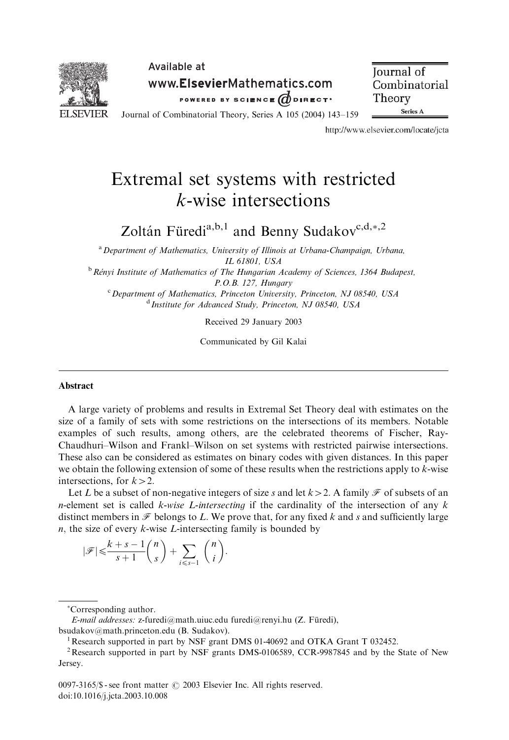# Extremal set systems with restricted $k$-wise intersections

Zoltán Füredi[a,b,1] and Benny Sudakov[c,d,*,2]

[a] *Department of Mathematics, University of Illinois at Urbana-Champaign, Urbana, IL 61801, USA*

[b] *Rényi Institute of Mathematics of The Hungarian Academy of Sciences, 1364 Budapest, P.O.B. 127, Hungary*

[c] *Department of Mathematics, Princeton University, Princeton, NJ 08540, USA*

[d] *Institute for Advanced Study, Princeton, NJ 08540, USA*

Received 29 January 2003

Communicated by Gil Kalai

## Abstract

A large variety of problems and results in Extremal Set Theory deal with estimates on the size of a family of sets with some restrictions on the intersections of its members. Notable examples of such results, among others, are the celebrated theorems of Fischer, Ray-Chaudhuri–Wilson and Frankl–Wilson on set systems with restricted pairwise intersections. These also can be considered as estimates on binary codes with given distances. In this paper we obtain the following extension of some of these results when the restrictions apply to $k$-wise intersections, for $k > 2$.

Let $L$ be a subset of non-negative integers of size $s$ and let $k > 2$. A family $\mathscr{F}$ of subsets of an $n$-element set is called *$k$-wise $L$-intersecting* if the cardinality of the intersection of any $k$ distinct members in $\mathscr{F}$ belongs to $L$. We prove that, for any fixed $k$ and $s$ and sufficiently large $n$, the size of every $k$-wise $L$-intersecting family is bounded by

$$|\mathscr{F}| \leqslant \frac{k+s-1}{s+1}\binom{n}{s} + \sum_{i \leqslant s-1} \binom{n}{i}.$$

---

*Corresponding author.

*E-mail addresses:* z-furedi@math.uiuc.edu furedi@renyi.hu (Z. Füredi), bsudakov@math.princeton.edu (B. Sudakov).

[1] Research supported in part by NSF grant DMS 01-40692 and OTKA Grant T 032452.

[2] Research supported in part by NSF grants DMS-0106589, CCR-9987845 and by the State of New Jersey.

0097-3165/\$ - see front matter © 2003 Elsevier Inc. All rights reserved.
doi:10.1016/j.jcta.2003.10.008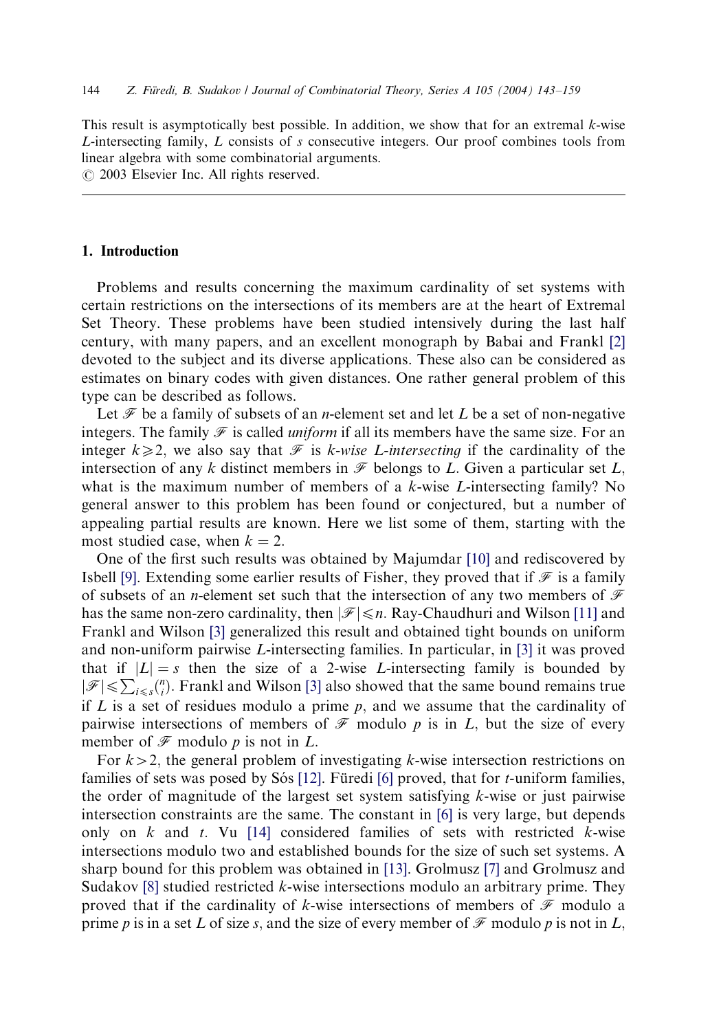This result is asymptotically best possible. In addition, we show that for an extremal $k$-wise $L$-intersecting family, $L$ consists of $s$ consecutive integers. Our proof combines tools from linear algebra with some combinatorial arguments.
© 2003 Elsevier Inc. All rights reserved.

## 1. Introduction

Problems and results concerning the maximum cardinality of set systems with certain restrictions on the intersections of its members are at the heart of Extremal Set Theory. These problems have been studied intensively during the last half century, with many papers, and an excellent monograph by Babai and Frankl [2] devoted to the subject and its diverse applications. These also can be considered as estimates on binary codes with given distances. One rather general problem of this type can be described as follows.

Let $\mathscr{F}$ be a family of subsets of an $n$-element set and let $L$ be a set of non-negative integers. The family $\mathscr{F}$ is called *uniform* if all its members have the same size. For an integer $k \geqslant 2$, we also say that $\mathscr{F}$ is *$k$-wise $L$-intersecting* if the cardinality of the intersection of any $k$ distinct members in $\mathscr{F}$ belongs to $L$. Given a particular set $L$, what is the maximum number of members of a $k$-wise $L$-intersecting family? No general answer to this problem has been found or conjectured, but a number of appealing partial results are known. Here we list some of them, starting with the most studied case, when $k = 2$.

One of the first such results was obtained by Majumdar [10] and rediscovered by Isbell [9]. Extending some earlier results of Fisher, they proved that if $\mathscr{F}$ is a family of subsets of an $n$-element set such that the intersection of any two members of $\mathscr{F}$ has the same non-zero cardinality, then $|\mathscr{F}| \leqslant n$. Ray-Chaudhuri and Wilson [11] and Frankl and Wilson [3] generalized this result and obtained tight bounds on uniform and non-uniform pairwise $L$-intersecting families. In particular, in [3] it was proved that if $|L| = s$ then the size of a 2-wise $L$-intersecting family is bounded by $|\mathscr{F}| \leqslant \sum_{i \leqslant s} \binom{n}{i}$. Frankl and Wilson [3] also showed that the same bound remains true if $L$ is a set of residues modulo a prime $p$, and we assume that the cardinality of pairwise intersections of members of $\mathscr{F}$ modulo $p$ is in $L$, but the size of every member of $\mathscr{F}$ modulo $p$ is not in $L$.

For $k > 2$, the general problem of investigating $k$-wise intersection restrictions on families of sets was posed by Sós [12]. Füredi [6] proved, that for $t$-uniform families, the order of magnitude of the largest set system satisfying $k$-wise or just pairwise intersection constraints are the same. The constant in [6] is very large, but depends only on $k$ and $t$. Vu [14] considered families of sets with restricted $k$-wise intersections modulo two and established bounds for the size of such set systems. A sharp bound for this problem was obtained in [13]. Grolmusz [7] and Grolmusz and Sudakov [8] studied restricted $k$-wise intersections modulo an arbitrary prime. They proved that if the cardinality of $k$-wise intersections of members of $\mathscr{F}$ modulo a prime $p$ is in a set $L$ of size $s$, and the size of every member of $\mathscr{F}$ modulo $p$ is not in $L$,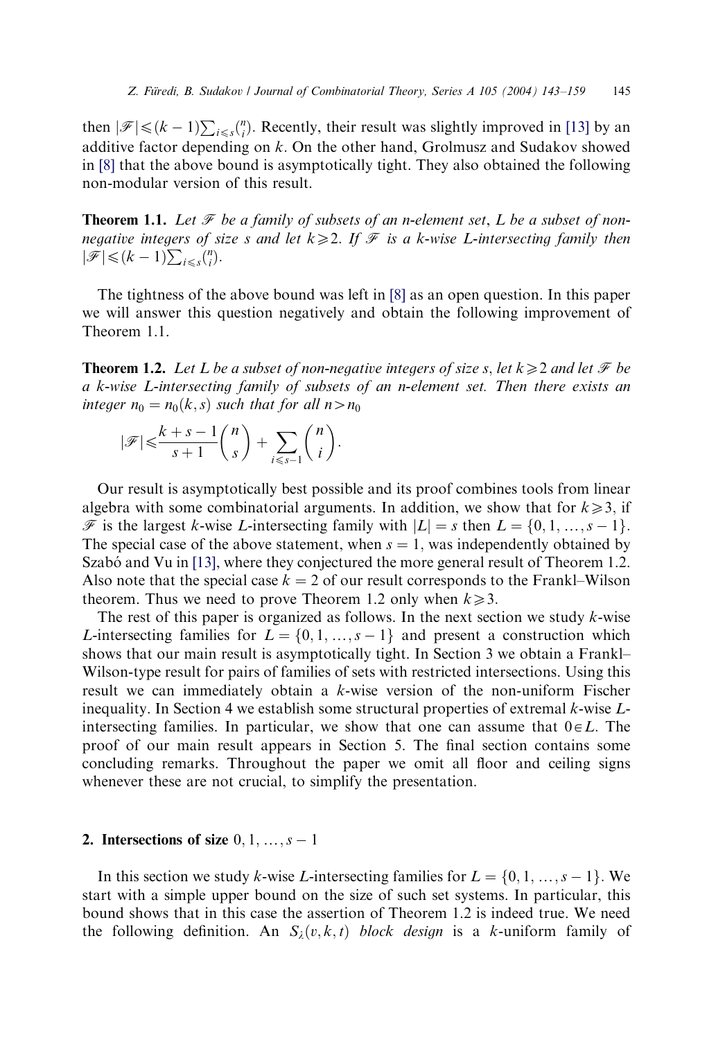then $|\mathcal{F}| \leqslant (k-1)\sum_{i \leqslant s} \binom{n}{i}$. Recently, their result was slightly improved in [13] by an additive factor depending on $k$. On the other hand, Grolmusz and Sudakov showed in [8] that the above bound is asymptotically tight. They also obtained the following non-modular version of this result.

**Theorem 1.1.** *Let $\mathcal{F}$ be a family of subsets of an n-element set, $L$ be a subset of non-negative integers of size s and let $k \geqslant 2$. If $\mathcal{F}$ is a k-wise L-intersecting family then $|\mathcal{F}| \leqslant (k-1)\sum_{i \leqslant s} \binom{n}{i}$.*

The tightness of the above bound was left in [8] as an open question. In this paper we will answer this question negatively and obtain the following improvement of Theorem 1.1.

**Theorem 1.2.** *Let $L$ be a subset of non-negative integers of size s, let $k \geqslant 2$ and let $\mathcal{F}$ be a k-wise L-intersecting family of subsets of an n-element set. Then there exists an integer $n_0 = n_0(k, s)$ such that for all $n > n_0$*

$$|\mathcal{F}| \leqslant \frac{k+s-1}{s+1}\binom{n}{s} + \sum_{i \leqslant s-1} \binom{n}{i}.$$

Our result is asymptotically best possible and its proof combines tools from linear algebra with some combinatorial arguments. In addition, we show that for $k \geqslant 3$, if $\mathcal{F}$ is the largest $k$-wise $L$-intersecting family with $|L| = s$ then $L = \{0, 1, \ldots, s-1\}$. The special case of the above statement, when $s = 1$, was independently obtained by Szabó and Vu in [13], where they conjectured the more general result of Theorem 1.2. Also note that the special case $k = 2$ of our result corresponds to the Frankl–Wilson theorem. Thus we need to prove Theorem 1.2 only when $k \geqslant 3$.

The rest of this paper is organized as follows. In the next section we study $k$-wise $L$-intersecting families for $L = \{0, 1, \ldots, s-1\}$ and present a construction which shows that our main result is asymptotically tight. In Section 3 we obtain a Frankl–Wilson-type result for pairs of families of sets with restricted intersections. Using this result we can immediately obtain a $k$-wise version of the non-uniform Fischer inequality. In Section 4 we establish some structural properties of extremal $k$-wise $L$-intersecting families. In particular, we show that one can assume that $0 \in L$. The proof of our main result appears in Section 5. The final section contains some concluding remarks. Throughout the paper we omit all floor and ceiling signs whenever these are not crucial, to simplify the presentation.

## 2. Intersections of size $0, 1, \ldots, s-1$

In this section we study $k$-wise $L$-intersecting families for $L = \{0, 1, \ldots, s-1\}$. We start with a simple upper bound on the size of such set systems. In particular, this bound shows that in this case the assertion of Theorem 1.2 is indeed true. We need the following definition. An $S_\lambda(v, k, t)$ *block design* is a $k$-uniform family of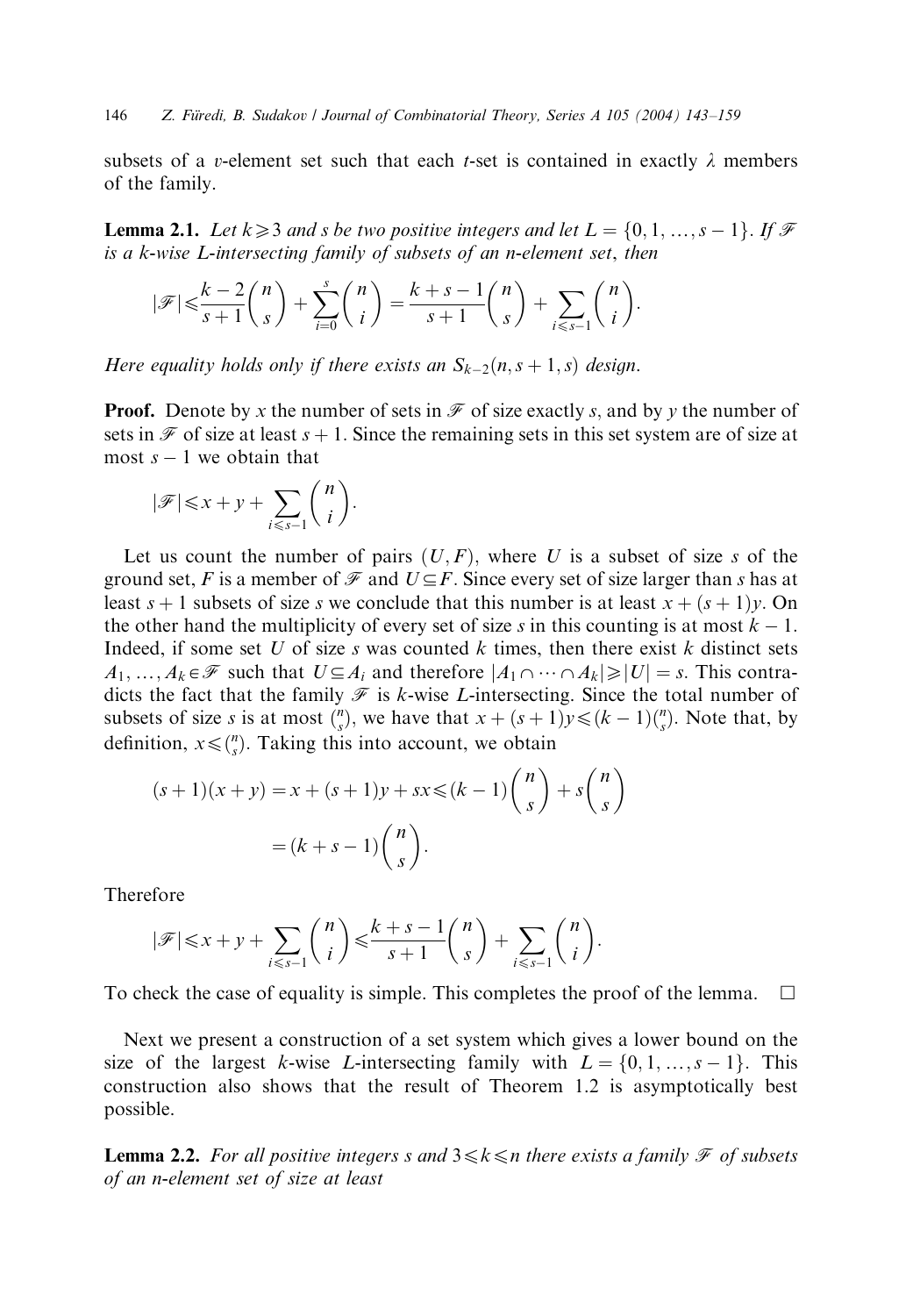subsets of a $v$-element set such that each $t$-set is contained in exactly $\lambda$ members of the family.

**Lemma 2.1.** *Let $k \geqslant 3$ and $s$ be two positive integers and let $L = \{0, 1, \ldots, s-1\}$. If $\mathscr{F}$ is a $k$-wise $L$-intersecting family of subsets of an $n$-element set, then*

$$|\mathscr{F}| \leqslant \frac{k-2}{s+1}\binom{n}{s} + \sum_{i=0}^{s}\binom{n}{i} = \frac{k+s-1}{s+1}\binom{n}{s} + \sum_{i \leqslant s-1}\binom{n}{i}.$$

*Here equality holds only if there exists an $S_{k-2}(n, s+1, s)$ design.*

**Proof.** Denote by $x$ the number of sets in $\mathscr{F}$ of size exactly $s$, and by $y$ the number of sets in $\mathscr{F}$ of size at least $s+1$. Since the remaining sets in this set system are of size at most $s-1$ we obtain that

$$|\mathscr{F}| \leqslant x + y + \sum_{i \leqslant s-1}\binom{n}{i}.$$

Let us count the number of pairs $(U, F)$, where $U$ is a subset of size $s$ of the ground set, $F$ is a member of $\mathscr{F}$ and $U \subseteq F$. Since every set of size larger than $s$ has at least $s+1$ subsets of size $s$ we conclude that this number is at least $x + (s+1)y$. On the other hand the multiplicity of every set of size $s$ in this counting is at most $k-1$. Indeed, if some set $U$ of size $s$ was counted $k$ times, then there exist $k$ distinct sets $A_1, \ldots, A_k \in \mathscr{F}$ such that $U \subseteq A_i$ and therefore $|A_1 \cap \cdots \cap A_k| \geqslant |U| = s$. This contradicts the fact that the family $\mathscr{F}$ is $k$-wise $L$-intersecting. Since the total number of subsets of size $s$ is at most $\binom{n}{s}$, we have that $x + (s+1)y \leqslant (k-1)\binom{n}{s}$. Note that, by definition, $x \leqslant \binom{n}{s}$. Taking this into account, we obtain

$$\begin{aligned}
(s+1)(x+y) &= x + (s+1)y + sx \leqslant (k-1)\binom{n}{s} + s\binom{n}{s} \\
&= (k+s-1)\binom{n}{s}.
\end{aligned}$$

Therefore

$$|\mathscr{F}| \leqslant x + y + \sum_{i \leqslant s-1}\binom{n}{i} \leqslant \frac{k+s-1}{s+1}\binom{n}{s} + \sum_{i \leqslant s-1}\binom{n}{i}.$$

To check the case of equality is simple. This completes the proof of the lemma. $\square$

Next we present a construction of a set system which gives a lower bound on the size of the largest $k$-wise $L$-intersecting family with $L = \{0, 1, \ldots, s-1\}$. This construction also shows that the result of Theorem 1.2 is asymptotically best possible.

**Lemma 2.2.** *For all positive integers $s$ and $3 \leqslant k \leqslant n$ there exists a family $\mathscr{F}$ of subsets of an $n$-element set of size at least*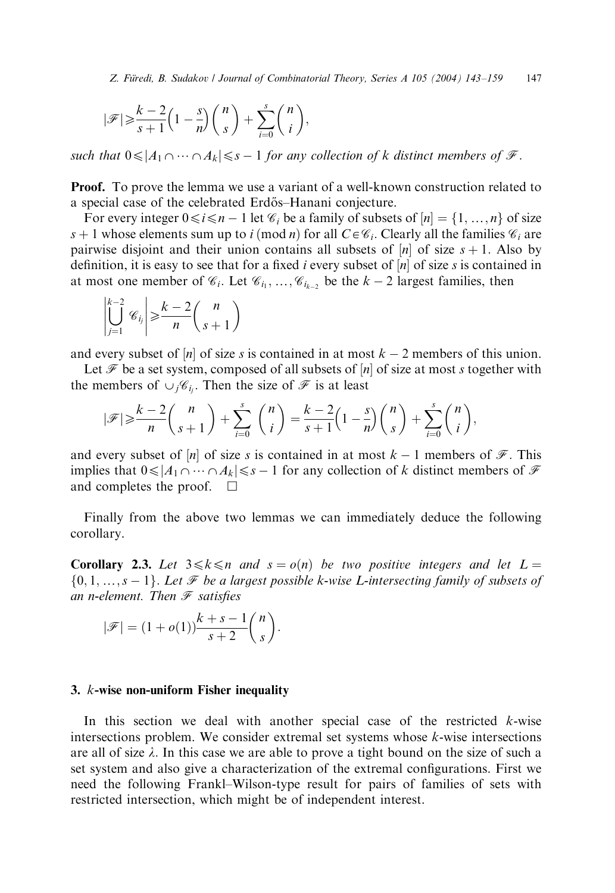$$|\mathscr{F}| \geqslant \frac{k-2}{s+1}\left(1-\frac{s}{n}\right)\binom{n}{s} + \sum_{i=0}^{s}\binom{n}{i},$$

*such that* $0 \leqslant |A_1 \cap \cdots \cap A_k| \leqslant s-1$ *for any collection of* $k$ *distinct members of* $\mathscr{F}$.

**Proof.** To prove the lemma we use a variant of a well-known construction related to a special case of the celebrated Erdős–Hanani conjecture.

For every integer $0 \leqslant i \leqslant n-1$ let $\mathscr{C}_i$ be a family of subsets of $[n] = \{1, \dots, n\}$ of size $s+1$ whose elements sum up to $i \pmod n$ for all $C \in \mathscr{C}_i$. Clearly all the families $\mathscr{C}_i$ are pairwise disjoint and their union contains all subsets of $[n]$ of size $s+1$. Also by definition, it is easy to see that for a fixed $i$ every subset of $[n]$ of size $s$ is contained in at most one member of $\mathscr{C}_i$. Let $\mathscr{C}_{i_1}, \dots, \mathscr{C}_{i_{k-2}}$ be the $k-2$ largest families, then

$$\left|\bigcup_{j=1}^{k-2} \mathscr{C}_{i_j}\right| \geqslant \frac{k-2}{n}\binom{n}{s+1}$$

and every subset of $[n]$ of size $s$ is contained in at most $k-2$ members of this union.

Let $\mathscr{F}$ be a set system, composed of all subsets of $[n]$ of size at most $s$ together with the members of $\cup_j \mathscr{C}_{i_j}$. Then the size of $\mathscr{F}$ is at least

$$|\mathscr{F}| \geqslant \frac{k-2}{n}\binom{n}{s+1} + \sum_{i=0}^{s}\binom{n}{i} = \frac{k-2}{s+1}\left(1-\frac{s}{n}\right)\binom{n}{s} + \sum_{i=0}^{s}\binom{n}{i},$$

and every subset of $[n]$ of size $s$ is contained in at most $k-1$ members of $\mathscr{F}$. This implies that $0 \leqslant |A_1 \cap \cdots \cap A_k| \leqslant s-1$ for any collection of $k$ distinct members of $\mathscr{F}$ and completes the proof. $\square$

Finally from the above two lemmas we can immediately deduce the following corollary.

**Corollary 2.3.** *Let* $3 \leqslant k \leqslant n$ *and* $s = o(n)$ *be two positive integers and let* $L = \{0, 1, \dots, s-1\}$. *Let* $\mathscr{F}$ *be a largest possible* $k$*-wise* $L$*-intersecting family of subsets of an* $n$*-element. Then* $\mathscr{F}$ *satisfies*

$$|\mathscr{F}| = (1+o(1))\frac{k+s-1}{s+2}\binom{n}{s}.$$

## 3. $k$-wise non-uniform Fisher inequality

In this section we deal with another special case of the restricted $k$-wise intersections problem. We consider extremal set systems whose $k$-wise intersections are all of size $\lambda$. In this case we are able to prove a tight bound on the size of such a set system and also give a characterization of the extremal configurations. First we need the following Frankl–Wilson-type result for pairs of families of sets with restricted intersection, which might be of independent interest.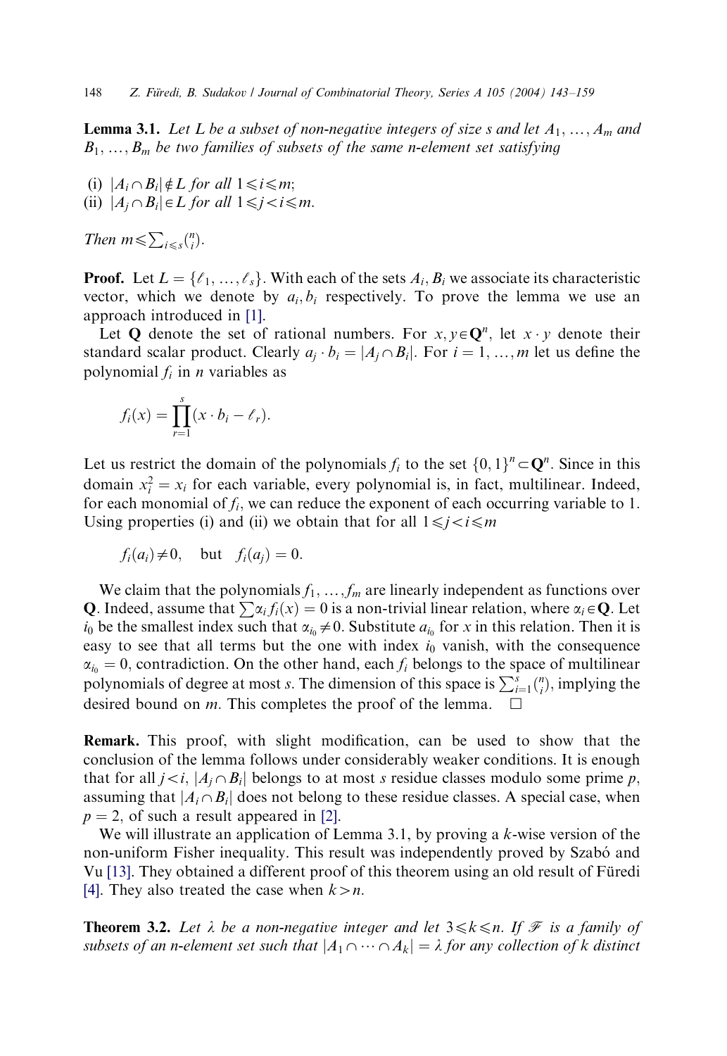**Lemma 3.1.** *Let $L$ be a subset of non-negative integers of size $s$ and let $A_1, \dots, A_m$ and $B_1, \dots, B_m$ be two families of subsets of the same $n$-element set satisfying*

(i) $|A_i \cap B_i| \notin L$ *for all* $1 \leqslant i \leqslant m$;
(ii) $|A_j \cap B_i| \in L$ *for all* $1 \leqslant j < i \leqslant m$.

*Then* $m \leqslant \sum_{i \leqslant s} \binom{n}{i}$.

**Proof.** Let $L = \{\ell_1, \dots, \ell_s\}$. With each of the sets $A_i, B_i$ we associate its characteristic vector, which we denote by $a_i, b_i$ respectively. To prove the lemma we use an approach introduced in [1].

Let $\mathbf{Q}$ denote the set of rational numbers. For $x, y \in \mathbf{Q}^n$, let $x \cdot y$ denote their standard scalar product. Clearly $a_j \cdot b_i = |A_j \cap B_i|$. For $i = 1, \dots, m$ let us define the polynomial $f_i$ in $n$ variables as

$$f_i(x) = \prod_{r=1}^{s} (x \cdot b_i - \ell_r).$$

Let us restrict the domain of the polynomials $f_i$ to the set $\{0,1\}^n \subset \mathbf{Q}^n$. Since in this domain $x_i^2 = x_i$ for each variable, every polynomial is, in fact, multilinear. Indeed, for each monomial of $f_i$, we can reduce the exponent of each occurring variable to 1. Using properties (i) and (ii) we obtain that for all $1 \leqslant j < i \leqslant m$

$$f_i(a_i) \neq 0, \quad \text{but} \quad f_i(a_j) = 0.$$

We claim that the polynomials $f_1, \dots, f_m$ are linearly independent as functions over $\mathbf{Q}$. Indeed, assume that $\sum \alpha_i f_i(x) = 0$ is a non-trivial linear relation, where $\alpha_i \in \mathbf{Q}$. Let $i_0$ be the smallest index such that $\alpha_{i_0} \neq 0$. Substitute $a_{i_0}$ for $x$ in this relation. Then it is easy to see that all terms but the one with index $i_0$ vanish, with the consequence $\alpha_{i_0} = 0$, contradiction. On the other hand, each $f_i$ belongs to the space of multilinear polynomials of degree at most $s$. The dimension of this space is $\sum_{i=1}^{s} \binom{n}{i}$, implying the desired bound on $m$. This completes the proof of the lemma. $\square$

**Remark.** This proof, with slight modification, can be used to show that the conclusion of the lemma follows under considerably weaker conditions. It is enough that for all $j < i$, $|A_j \cap B_i|$ belongs to at most $s$ residue classes modulo some prime $p$, assuming that $|A_i \cap B_i|$ does not belong to these residue classes. A special case, when $p = 2$, of such a result appeared in [2].

We will illustrate an application of Lemma 3.1, by proving a $k$-wise version of the non-uniform Fisher inequality. This result was independently proved by Szabó and Vu [13]. They obtained a different proof of this theorem using an old result of Füredi [4]. They also treated the case when $k > n$.

**Theorem 3.2.** *Let $\lambda$ be a non-negative integer and let $3 \leqslant k \leqslant n$. If $\mathscr{F}$ is a family of subsets of an $n$-element set such that $|A_1 \cap \cdots \cap A_k| = \lambda$ for any collection of $k$ distinct*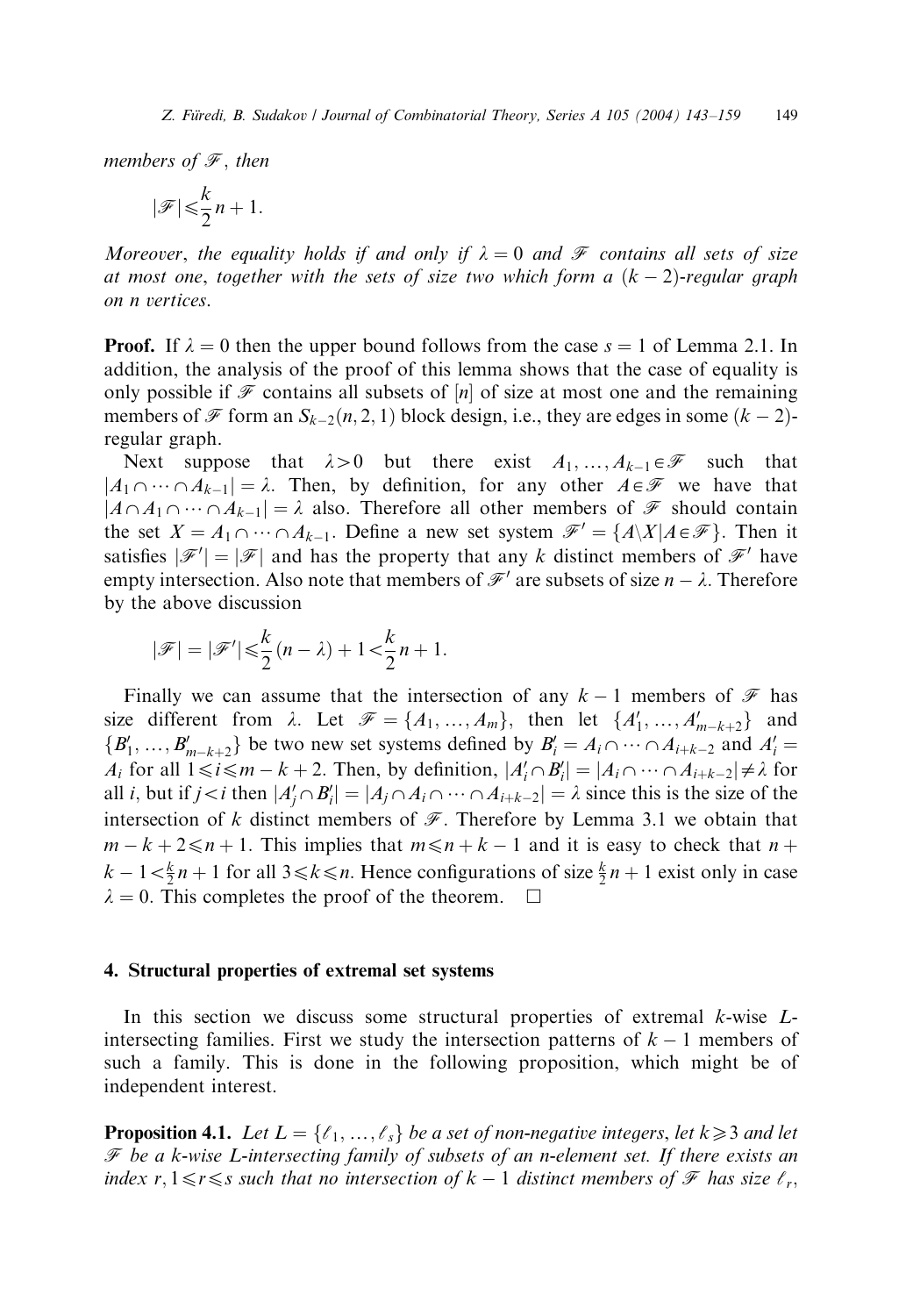*members of* $\mathcal{F}$, *then*

$$|\mathcal{F}| \leqslant \frac{k}{2}n + 1.$$

*Moreover, the equality holds if and only if* $\lambda = 0$ *and* $\mathcal{F}$ *contains all sets of size at most one, together with the sets of size two which form a* $(k-2)$*-regular graph on n vertices.*

**Proof.** If $\lambda = 0$ then the upper bound follows from the case $s = 1$ of Lemma 2.1. In addition, the analysis of the proof of this lemma shows that the case of equality is only possible if $\mathcal{F}$ contains all subsets of $[n]$ of size at most one and the remaining members of $\mathcal{F}$ form an $S_{k-2}(n, 2, 1)$ block design, i.e., they are edges in some $(k-2)$-regular graph.

Next suppose that $\lambda > 0$ but there exist $A_1, \dots, A_{k-1} \in \mathcal{F}$ such that $|A_1 \cap \dots \cap A_{k-1}| = \lambda$. Then, by definition, for any other $A \in \mathcal{F}$ we have that $|A \cap A_1 \cap \dots \cap A_{k-1}| = \lambda$ also. Therefore all other members of $\mathcal{F}$ should contain the set $X = A_1 \cap \dots \cap A_{k-1}$. Define a new set system $\mathcal{F}' = \{A \backslash X | A \in \mathcal{F}\}$. Then it satisfies $|\mathcal{F}'| = |\mathcal{F}|$ and has the property that any $k$ distinct members of $\mathcal{F}'$ have empty intersection. Also note that members of $\mathcal{F}'$ are subsets of size $n - \lambda$. Therefore by the above discussion

$$|\mathcal{F}| = |\mathcal{F}'| \leqslant \frac{k}{2}(n - \lambda) + 1 < \frac{k}{2}n + 1.$$

Finally we can assume that the intersection of any $k-1$ members of $\mathcal{F}$ has size different from $\lambda$. Let $\mathcal{F} = \{A_1, \dots, A_m\}$, then let $\{A'_1, \dots, A'_{m-k+2}\}$ and $\{B'_1, \dots, B'_{m-k+2}\}$ be two new set systems defined by $B'_i = A_i \cap \dots \cap A_{i+k-2}$ and $A'_i = A_i$ for all $1 \leqslant i \leqslant m - k + 2$. Then, by definition, $|A'_i \cap B'_i| = |A_i \cap \dots \cap A_{i+k-2}| \neq \lambda$ for all $i$, but if $j < i$ then $|A'_j \cap B'_i| = |A_j \cap A_i \cap \dots \cap A_{i+k-2}| = \lambda$ since this is the size of the intersection of $k$ distinct members of $\mathcal{F}$. Therefore by Lemma 3.1 we obtain that $m - k + 2 \leqslant n + 1$. This implies that $m \leqslant n + k - 1$ and it is easy to check that $n + k - 1 < \frac{k}{2}n + 1$ for all $3 \leqslant k \leqslant n$. Hence configurations of size $\frac{k}{2}n + 1$ exist only in case $\lambda = 0$. This completes the proof of the theorem. $\square$

## 4. Structural properties of extremal set systems

In this section we discuss some structural properties of extremal $k$-wise $L$-intersecting families. First we study the intersection patterns of $k-1$ members of such a family. This is done in the following proposition, which might be of independent interest.

**Proposition 4.1.** *Let* $L = \{\ell_1, \dots, \ell_s\}$ *be a set of non-negative integers, let* $k \geqslant 3$ *and let* $\mathcal{F}$ *be a k-wise L-intersecting family of subsets of an n-element set. If there exists an index r,* $1 \leqslant r \leqslant s$ *such that no intersection of* $k-1$ *distinct members of* $\mathcal{F}$ *has size* $\ell_r$,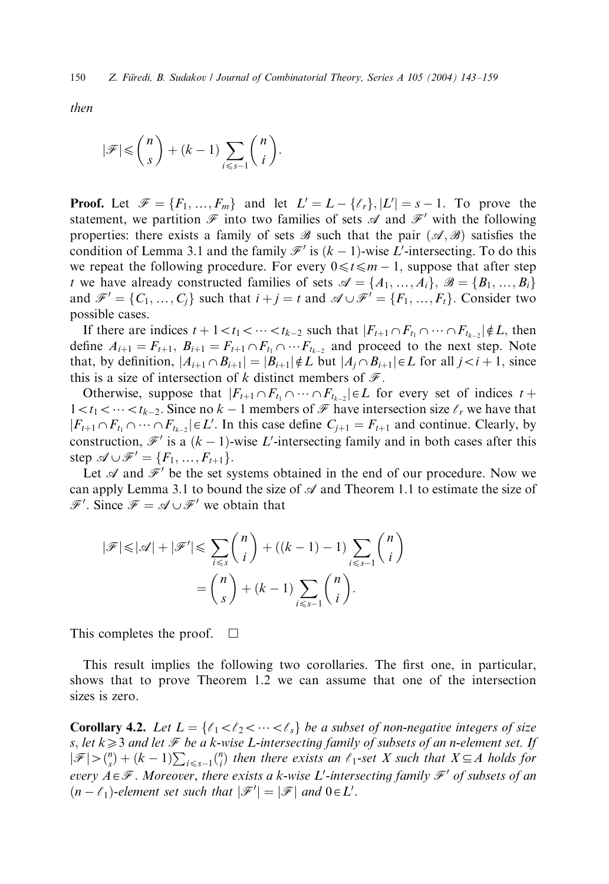*then*

$$|\mathscr{F}| \leqslant \binom{n}{s} + (k-1)\sum_{i \leqslant s-1}\binom{n}{i}.$$

**Proof.** Let $\mathscr{F} = \{F_1, \ldots, F_m\}$ and let $L' = L - \{\ell_r\}, |L'| = s-1$. To prove the statement, we partition $\mathscr{F}$ into two families of sets $\mathscr{A}$ and $\mathscr{F}'$ with the following properties: there exists a family of sets $\mathscr{B}$ such that the pair $(\mathscr{A}, \mathscr{B})$ satisfies the condition of Lemma 3.1 and the family $\mathscr{F}'$ is $(k-1)$-wise $L'$-intersecting. To do this we repeat the following procedure. For every $0 \leqslant t \leqslant m-1$, suppose that after step $t$ we have already constructed families of sets $\mathscr{A} = \{A_1, \ldots, A_i\}$, $\mathscr{B} = \{B_1, \ldots, B_i\}$ and $\mathscr{F}' = \{C_1, \ldots, C_j\}$ such that $i + j = t$ and $\mathscr{A} \cup \mathscr{F}' = \{F_1, \ldots, F_t\}$. Consider two possible cases.

If there are indices $t+1 < t_1 < \cdots < t_{k-2}$ such that $|F_{t+1} \cap F_{t_1} \cap \cdots \cap F_{t_{k-2}}| \notin L$, then define $A_{i+1} = F_{t+1}$, $B_{i+1} = F_{t+1} \cap F_{t_1} \cap \cdots F_{t_{k-2}}$ and proceed to the next step. Note that, by definition, $|A_{i+1} \cap B_{i+1}| = |B_{i+1}| \notin L$ but $|A_j \cap B_{i+1}| \in L$ for all $j < i+1$, since this is a size of intersection of $k$ distinct members of $\mathscr{F}$.

Otherwise, suppose that $|F_{t+1} \cap F_{t_1} \cap \cdots \cap F_{t_{k-2}}| \in L$ for every set of indices $t + 1 < t_1 < \cdots < t_{k-2}$. Since no $k-1$ members of $\mathscr{F}$ have intersection size $\ell_r$ we have that $|F_{t+1} \cap F_{t_1} \cap \cdots \cap F_{t_{k-2}}| \in L'$. In this case define $C_{j+1} = F_{t+1}$ and continue. Clearly, by construction, $\mathscr{F}'$ is a $(k-1)$-wise $L'$-intersecting family and in both cases after this step $\mathscr{A} \cup \mathscr{F}' = \{F_1, \ldots, F_{t+1}\}$.

Let $\mathscr{A}$ and $\mathscr{F}'$ be the set systems obtained in the end of our procedure. Now we can apply Lemma 3.1 to bound the size of $\mathscr{A}$ and Theorem 1.1 to estimate the size of $\mathscr{F}'$. Since $\mathscr{F} = \mathscr{A} \cup \mathscr{F}'$ we obtain that

$$|\mathscr{F}| \leqslant |\mathscr{A}| + |\mathscr{F}'| \leqslant \sum_{i \leqslant s}\binom{n}{i} + ((k-1)-1)\sum_{i \leqslant s-1}\binom{n}{i}$$
$$= \binom{n}{s} + (k-1)\sum_{i \leqslant s-1}\binom{n}{i}.$$

This completes the proof. $\square$

This result implies the following two corollaries. The first one, in particular, shows that to prove Theorem 1.2 we can assume that one of the intersection sizes is zero.

**Corollary 4.2.** *Let $L = \{\ell_1 < \ell_2 < \cdots < \ell_s\}$ be a subset of non-negative integers of size $s$, let $k \geqslant 3$ and let $\mathscr{F}$ be a $k$-wise $L$-intersecting family of subsets of an $n$-element set. If $|\mathscr{F}| > \binom{n}{s} + (k-1)\sum_{i \leqslant s-1}\binom{n}{i}$ then there exists an $\ell_1$-set $X$ such that $X \subseteq A$ holds for every $A \in \mathscr{F}$. Moreover, there exists a $k$-wise $L'$-intersecting family $\mathscr{F}'$ of subsets of an $(n-\ell_1)$-element set such that $|\mathscr{F}'| = |\mathscr{F}|$ and $0 \in L'$.*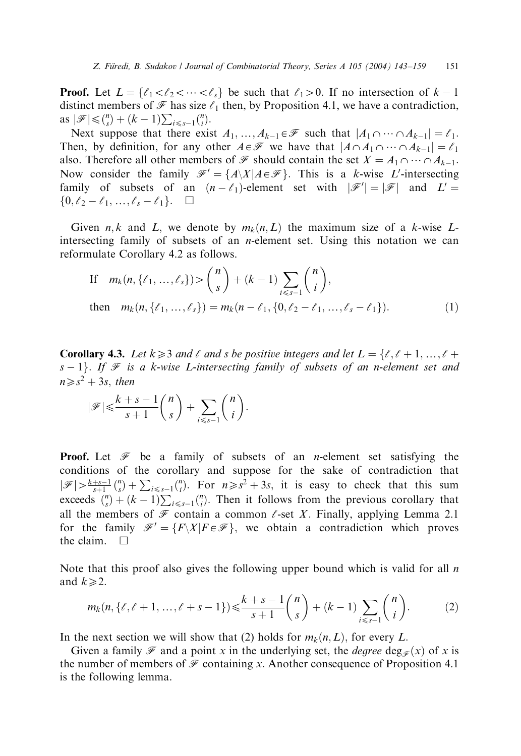**Proof.** Let $L = \{\ell_1 < \ell_2 < \cdots < \ell_s\}$ be such that $\ell_1 > 0$. If no intersection of $k-1$ distinct members of $\mathscr{F}$ has size $\ell_1$ then, by Proposition 4.1, we have a contradiction, as $|\mathscr{F}| \leqslant \binom{n}{s} + (k-1)\sum_{i \leqslant s-1} \binom{n}{i}$.

Next suppose that there exist $A_1, \ldots, A_{k-1} \in \mathscr{F}$ such that $|A_1 \cap \cdots \cap A_{k-1}| = \ell_1$. Then, by definition, for any other $A \in \mathscr{F}$ we have that $|A \cap A_1 \cap \cdots \cap A_{k-1}| = \ell_1$ also. Therefore all other members of $\mathscr{F}$ should contain the set $X = A_1 \cap \cdots \cap A_{k-1}$. Now consider the family $\mathscr{F}' = \{A \backslash X | A \in \mathscr{F}\}$. This is a $k$-wise $L'$-intersecting family of subsets of an $(n-\ell_1)$-element set with $|\mathscr{F}'| = |\mathscr{F}|$ and $L' = \{0, \ell_2 - \ell_1, \ldots, \ell_s - \ell_1\}$. $\square$

Given $n, k$ and $L$, we denote by $m_k(n, L)$ the maximum size of a $k$-wise $L$-intersecting family of subsets of an $n$-element set. Using this notation we can reformulate Corollary 4.2 as follows.

$$
\begin{aligned}
&\text{If} \quad m_k(n, \{\ell_1, \ldots, \ell_s\}) > \binom{n}{s} + (k-1)\sum_{i \leqslant s-1} \binom{n}{i}, \\
&\text{then} \quad m_k(n, \{\ell_1, \ldots, \ell_s\}) = m_k(n - \ell_1, \{0, \ell_2 - \ell_1, \ldots, \ell_s - \ell_1\}). \qquad (1)
\end{aligned}
$$

**Corollary 4.3.** *Let $k \geqslant 3$ and $\ell$ and $s$ be positive integers and let $L = \{\ell, \ell+1, \ldots, \ell + s - 1\}$. If $\mathscr{F}$ is a $k$-wise $L$-intersecting family of subsets of an $n$-element set and $n \geqslant s^2 + 3s$, then*

$$
|\mathscr{F}| \leqslant \frac{k+s-1}{s+1}\binom{n}{s} + \sum_{i \leqslant s-1} \binom{n}{i}.
$$

**Proof.** Let $\mathscr{F}$ be a family of subsets of an $n$-element set satisfying the conditions of the corollary and suppose for the sake of contradiction that $|\mathscr{F}| > \frac{k+s-1}{s+1}\binom{n}{s} + \sum_{i \leqslant s-1}\binom{n}{i}$. For $n \geqslant s^2 + 3s$, it is easy to check that this sum exceeds $\binom{n}{s} + (k-1)\sum_{i \leqslant s-1}\binom{n}{i}$. Then it follows from the previous corollary that all the members of $\mathscr{F}$ contain a common $\ell$-set $X$. Finally, applying Lemma 2.1 for the family $\mathscr{F}' = \{F \backslash X | F \in \mathscr{F}\}$, we obtain a contradiction which proves the claim. $\square$

Note that this proof also gives the following upper bound which is valid for all $n$ and $k \geqslant 2$.

$$
m_k(n, \{\ell, \ell+1, \ldots, \ell+s-1\}) \leqslant \frac{k+s-1}{s+1}\binom{n}{s} + (k-1)\sum_{i \leqslant s-1}\binom{n}{i}. \qquad (2)
$$

In the next section we will show that (2) holds for $m_k(n, L)$, for every $L$.

Given a family $\mathscr{F}$ and a point $x$ in the underlying set, the *degree* $\deg_{\mathscr{F}}(x)$ of $x$ is the number of members of $\mathscr{F}$ containing $x$. Another consequence of Proposition 4.1 is the following lemma.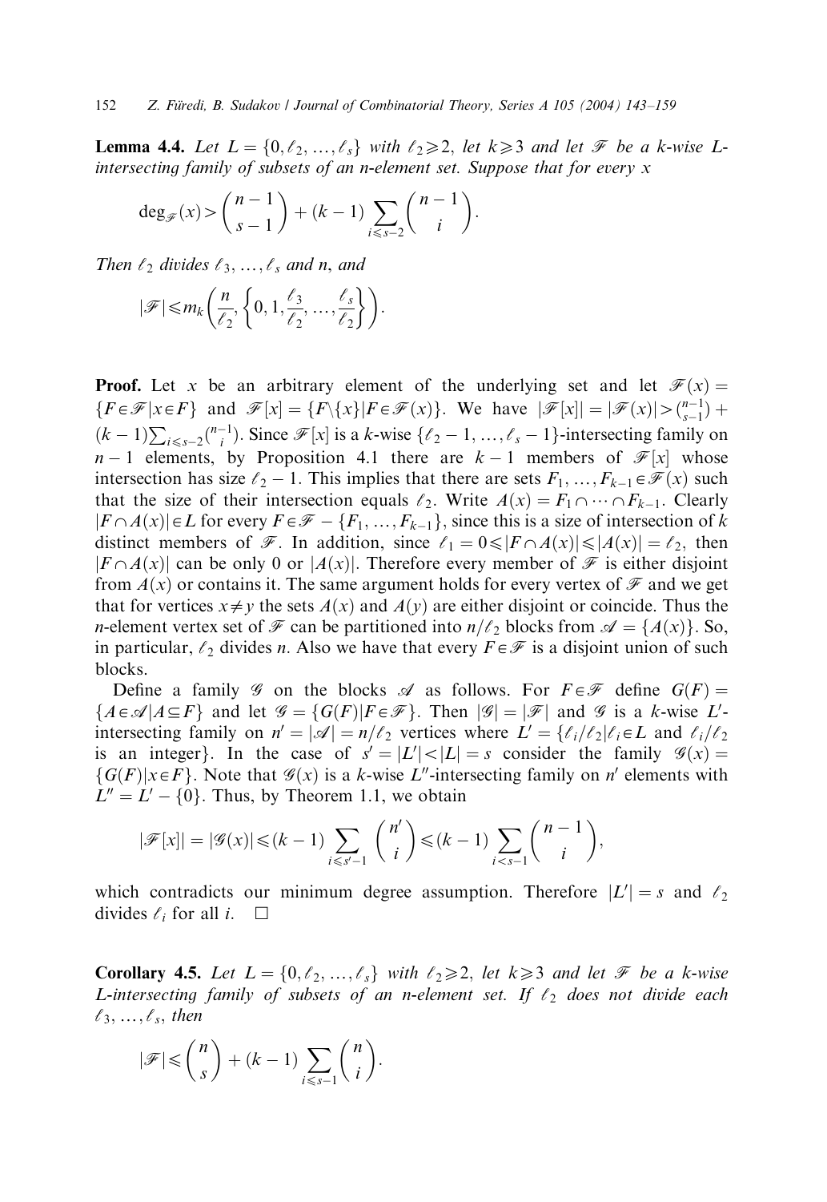**Lemma 4.4.** *Let $L = \{0, \ell_2, \ldots, \ell_s\}$ with $\ell_2 \geqslant 2$, let $k \geqslant 3$ and let $\mathscr{F}$ be a k-wise L-intersecting family of subsets of an n-element set. Suppose that for every x*

$$\deg_{\mathscr{F}}(x) > \binom{n-1}{s-1} + (k-1) \sum_{i \leqslant s-2} \binom{n-1}{i}.$$

*Then $\ell_2$ divides $\ell_3, \ldots, \ell_s$ and n, and*

$$|\mathscr{F}| \leqslant m_k\left(\frac{n}{\ell_2}, \left\{0, 1, \frac{\ell_3}{\ell_2}, \ldots, \frac{\ell_s}{\ell_2}\right\}\right).$$

**Proof.** Let $x$ be an arbitrary element of the underlying set and let $\mathscr{F}(x) = \{F \in \mathscr{F} | x \in F\}$ and $\mathscr{F}[x] = \{F \backslash \{x\} | F \in \mathscr{F}(x)\}$. We have $|\mathscr{F}[x]| = |\mathscr{F}(x)| > \binom{n-1}{s-1} + (k-1)\sum_{i \leqslant s-2} \binom{n-1}{i}$. Since $\mathscr{F}[x]$ is a $k$-wise $\{\ell_2 - 1, \ldots, \ell_s - 1\}$-intersecting family on $n-1$ elements, by Proposition 4.1 there are $k-1$ members of $\mathscr{F}[x]$ whose intersection has size $\ell_2 - 1$. This implies that there are sets $F_1, \ldots, F_{k-1} \in \mathscr{F}(x)$ such that the size of their intersection equals $\ell_2$. Write $A(x) = F_1 \cap \cdots \cap F_{k-1}$. Clearly $|F \cap A(x)| \in L$ for every $F \in \mathscr{F} - \{F_1, \ldots, F_{k-1}\}$, since this is a size of intersection of $k$ distinct members of $\mathscr{F}$. In addition, since $\ell_1 = 0 \leqslant |F \cap A(x)| \leqslant |A(x)| = \ell_2$, then $|F \cap A(x)|$ can be only 0 or $|A(x)|$. Therefore every member of $\mathscr{F}$ is either disjoint from $A(x)$ or contains it. The same argument holds for every vertex of $\mathscr{F}$ and we get that for vertices $x \neq y$ the sets $A(x)$ and $A(y)$ are either disjoint or coincide. Thus the $n$-element vertex set of $\mathscr{F}$ can be partitioned into $n/\ell_2$ blocks from $\mathscr{A} = \{A(x)\}$. So, in particular, $\ell_2$ divides $n$. Also we have that every $F \in \mathscr{F}$ is a disjoint union of such blocks.

Define a family $\mathscr{G}$ on the blocks $\mathscr{A}$ as follows. For $F \in \mathscr{F}$ define $G(F) = \{A \in \mathscr{A} | A \subseteq F\}$ and let $\mathscr{G} = \{G(F) | F \in \mathscr{F}\}$. Then $|\mathscr{G}| = |\mathscr{F}|$ and $\mathscr{G}$ is a $k$-wise $L'$-intersecting family on $n' = |\mathscr{A}| = n/\ell_2$ vertices where $L' = \{\ell_i/\ell_2 | \ell_i \in L$ and $\ell_i/\ell_2$ is an integer$\}$. In the case of $s' = |L'| < |L| = s$ consider the family $\mathscr{G}(x) = \{G(F) | x \in F\}$. Note that $\mathscr{G}(x)$ is a $k$-wise $L''$-intersecting family on $n'$ elements with $L'' = L' - \{0\}$. Thus, by Theorem 1.1, we obtain

$$|\mathscr{F}[x]| = |\mathscr{G}(x)| \leqslant (k-1) \sum_{i \leqslant s'-1} \binom{n'}{i} \leqslant (k-1) \sum_{i < s-1} \binom{n-1}{i},$$

which contradicts our minimum degree assumption. Therefore $|L'| = s$ and $\ell_2$ divides $\ell_i$ for all $i$. $\square$

**Corollary 4.5.** *Let $L = \{0, \ell_2, \ldots, \ell_s\}$ with $\ell_2 \geqslant 2$, let $k \geqslant 3$ and let $\mathscr{F}$ be a k-wise L-intersecting family of subsets of an n-element set. If $\ell_2$ does not divide each $\ell_3, \ldots, \ell_s$, then*

$$|\mathscr{F}| \leqslant \binom{n}{s} + (k-1) \sum_{i \leqslant s-1} \binom{n}{i}.$$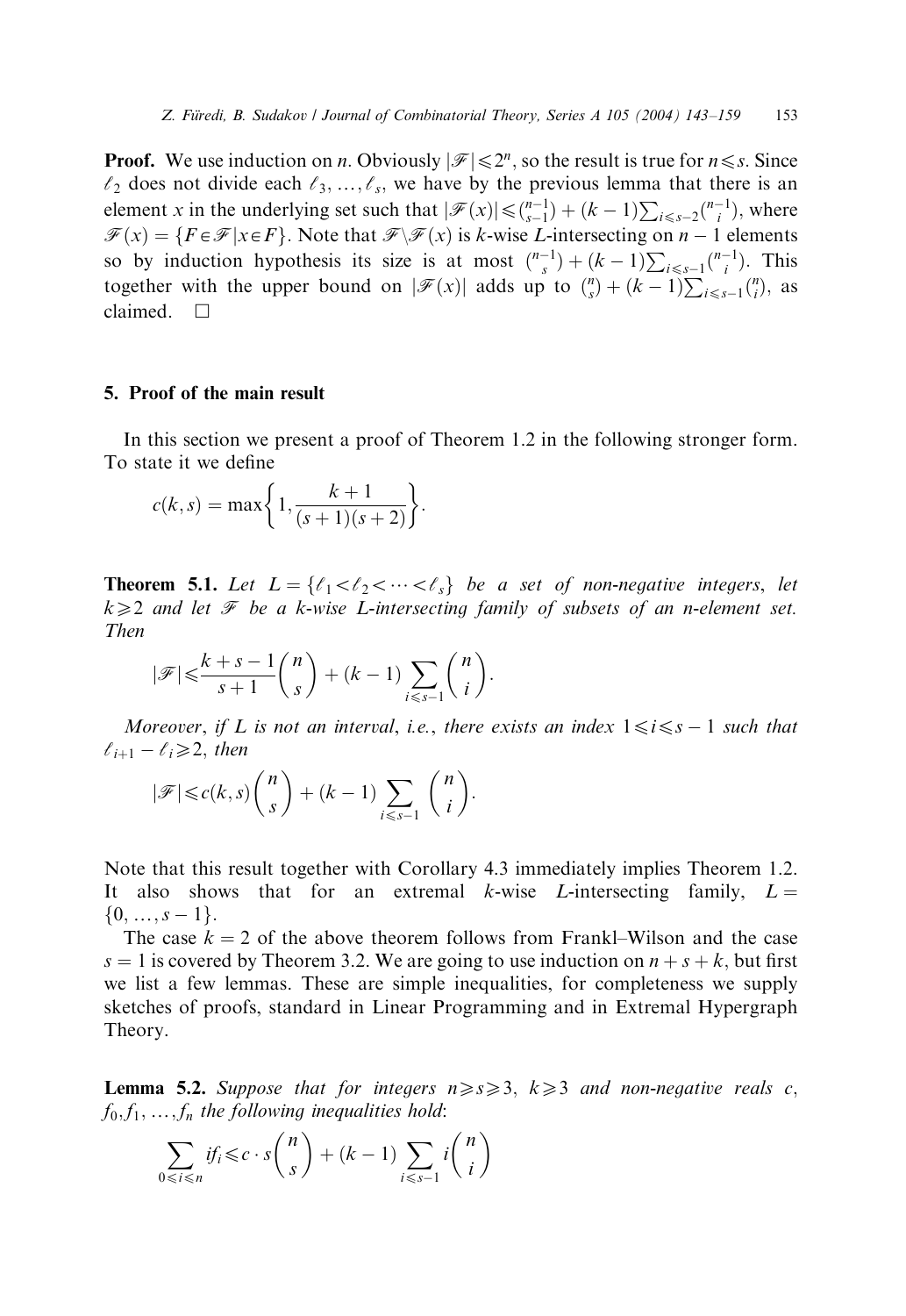**Proof.** We use induction on $n$. Obviously $|\mathscr{F}| \leqslant 2^n$, so the result is true for $n \leqslant s$. Since $\ell_2$ does not divide each $\ell_3, \ldots, \ell_s$, we have by the previous lemma that there is an element $x$ in the underlying set such that $|\mathscr{F}(x)| \leqslant \binom{n-1}{s-1} + (k-1)\sum_{i \leqslant s-2}\binom{n-1}{i}$, where $\mathscr{F}(x) = \{F \in \mathscr{F} | x \in F\}$. Note that $\mathscr{F} \backslash \mathscr{F}(x)$ is $k$-wise $L$-intersecting on $n-1$ elements so by induction hypothesis its size is at most $\binom{n-1}{s} + (k-1)\sum_{i \leqslant s-1}\binom{n-1}{i}$. This together with the upper bound on $|\mathscr{F}(x)|$ adds up to $\binom{n}{s} + (k-1)\sum_{i \leqslant s-1}\binom{n}{i}$, as claimed. $\square$

## 5. Proof of the main result

In this section we present a proof of Theorem 1.2 in the following stronger form. To state it we define

$$c(k,s) = \max\left\{1, \frac{k+1}{(s+1)(s+2)}\right\}.$$

**Theorem 5.1.** *Let $L = \{\ell_1 < \ell_2 < \cdots < \ell_s\}$ be a set of non-negative integers, let $k \geqslant 2$ and let $\mathscr{F}$ be a $k$-wise $L$-intersecting family of subsets of an $n$-element set. Then*

$$|\mathscr{F}| \leqslant \frac{k+s-1}{s+1}\binom{n}{s} + (k-1)\sum_{i \leqslant s-1}\binom{n}{i}.$$

*Moreover, if $L$ is not an interval, i.e., there exists an index $1 \leqslant i \leqslant s-1$ such that $\ell_{i+1} - \ell_i \geqslant 2$, then*

$$|\mathscr{F}| \leqslant c(k,s)\binom{n}{s} + (k-1)\sum_{i \leqslant s-1}\binom{n}{i}.$$

Note that this result together with Corollary 4.3 immediately implies Theorem 1.2. It also shows that for an extremal $k$-wise $L$-intersecting family, $L = \{0, \ldots, s-1\}$.

The case $k = 2$ of the above theorem follows from Frankl–Wilson and the case $s = 1$ is covered by Theorem 3.2. We are going to use induction on $n + s + k$, but first we list a few lemmas. These are simple inequalities, for completeness we supply sketches of proofs, standard in Linear Programming and in Extremal Hypergraph Theory.

**Lemma 5.2.** *Suppose that for integers $n \geqslant s \geqslant 3$, $k \geqslant 3$ and non-negative reals $c$, $f_0, f_1, \ldots, f_n$ the following inequalities hold:*

$$\sum_{0 \leqslant i \leqslant n} i f_i \leqslant c \cdot s\binom{n}{s} + (k-1)\sum_{i \leqslant s-1} i\binom{n}{i}$$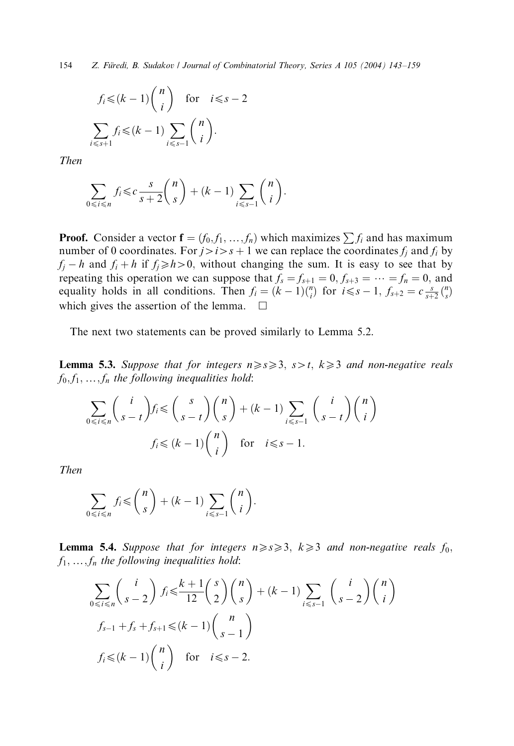$$f_i \leqslant (k-1)\binom{n}{i} \quad \text{for} \quad i \leqslant s-2$$

$$\sum_{i \leqslant s+1} f_i \leqslant (k-1) \sum_{i \leqslant s-1} \binom{n}{i}.$$

*Then*

$$\sum_{0 \leqslant i \leqslant n} f_i \leqslant c\frac{s}{s+2}\binom{n}{s} + (k-1)\sum_{i \leqslant s-1}\binom{n}{i}.$$

**Proof.** Consider a vector $\mathbf{f} = (f_0, f_1, \ldots, f_n)$ which maximizes $\sum f_i$ and has maximum number of 0 coordinates. For $j > i > s+1$ we can replace the coordinates $f_j$ and $f_i$ by $f_j - h$ and $f_i + h$ if $f_j \geqslant h > 0$, without changing the sum. It is easy to see that by repeating this operation we can suppose that $f_s = f_{s+1} = 0, f_{s+3} = \cdots = f_n = 0$, and equality holds in all conditions. Then $f_i = (k-1)\binom{n}{i}$ for $i \leqslant s-1$, $f_{s+2} = c\frac{s}{s+2}\binom{n}{s}$ which gives the assertion of the lemma. $\square$

The next two statements can be proved similarly to Lemma 5.2.

**Lemma 5.3.** *Suppose that for integers $n \geqslant s \geqslant 3$, $s > t$, $k \geqslant 3$ and non-negative reals $f_0, f_1, \ldots, f_n$ the following inequalities hold*:

$$\sum_{0 \leqslant i \leqslant n} \binom{i}{s-t} f_i \leqslant \binom{s}{s-t}\binom{n}{s} + (k-1)\sum_{i \leqslant s-1}\binom{i}{s-t}\binom{n}{i}$$

$$f_i \leqslant (k-1)\binom{n}{i} \quad \text{for} \quad i \leqslant s-1.$$

*Then*

$$\sum_{0 \leqslant i \leqslant n} f_i \leqslant \binom{n}{s} + (k-1)\sum_{i \leqslant s-1}\binom{n}{i}.$$

**Lemma 5.4.** *Suppose that for integers $n \geqslant s \geqslant 3$, $k \geqslant 3$ and non-negative reals $f_0$, $f_1, \ldots, f_n$ the following inequalities hold*:

$$\sum_{0 \leqslant i \leqslant n} \binom{i}{s-2} f_i \leqslant \frac{k+1}{12}\binom{s}{2}\binom{n}{s} + (k-1)\sum_{i \leqslant s-1}\binom{i}{s-2}\binom{n}{i}$$

$$f_{s-1} + f_s + f_{s+1} \leqslant (k-1)\binom{n}{s-1}$$

$$f_i \leqslant (k-1)\binom{n}{i} \quad \text{for} \quad i \leqslant s-2.$$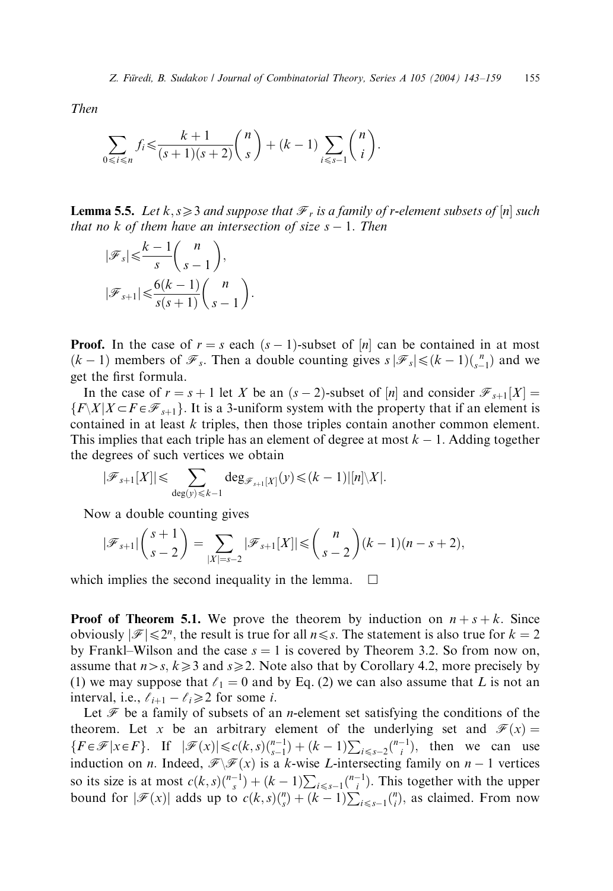*Then*

$$\sum_{0 \leqslant i \leqslant n} f_i \leqslant \frac{k+1}{(s+1)(s+2)} \binom{n}{s} + (k-1) \sum_{i \leqslant s-1} \binom{n}{i}.$$

**Lemma 5.5.** *Let $k, s \geqslant 3$ and suppose that $\mathscr{F}_r$ is a family of r-element subsets of $[n]$ such that no $k$ of them have an intersection of size $s-1$. Then*

$$|\mathscr{F}_s| \leqslant \frac{k-1}{s} \binom{n}{s-1},$$

$$|\mathscr{F}_{s+1}| \leqslant \frac{6(k-1)}{s(s+1)} \binom{n}{s-1}.$$

**Proof.** In the case of $r = s$ each $(s-1)$-subset of $[n]$ can be contained in at most $(k-1)$ members of $\mathscr{F}_s$. Then a double counting gives $s|\mathscr{F}_s| \leqslant (k-1)\binom{n}{s-1}$ and we get the first formula.

In the case of $r = s+1$ let $X$ be an $(s-2)$-subset of $[n]$ and consider $\mathscr{F}_{s+1}[X] = \{F \backslash X | X \subset F \in \mathscr{F}_{s+1}\}$. It is a 3-uniform system with the property that if an element is contained in at least $k$ triples, then those triples contain another common element. This implies that each triple has an element of degree at most $k-1$. Adding together the degrees of such vertices we obtain

$$|\mathscr{F}_{s+1}[X]| \leqslant \sum_{\deg(y) \leqslant k-1} \deg_{\mathscr{F}_{s+1}[X]}(y) \leqslant (k-1)|[n] \backslash X|.$$

Now a double counting gives

$$|\mathscr{F}_{s+1}| \binom{s+1}{s-2} = \sum_{|X|=s-2} |\mathscr{F}_{s+1}[X]| \leqslant \binom{n}{s-2}(k-1)(n-s+2),$$

which implies the second inequality in the lemma. $\square$

**Proof of Theorem 5.1.** We prove the theorem by induction on $n+s+k$. Since obviously $|\mathscr{F}| \leqslant 2^n$, the result is true for all $n \leqslant s$. The statement is also true for $k=2$ by Frankl–Wilson and the case $s=1$ is covered by Theorem 3.2. So from now on, assume that $n > s$, $k \geqslant 3$ and $s \geqslant 2$. Note also that by Corollary 4.2, more precisely by (1) we may suppose that $\ell_1 = 0$ and by Eq. (2) we can also assume that $L$ is not an interval, i.e., $\ell_{i+1} - \ell_i \geqslant 2$ for some $i$.

Let $\mathscr{F}$ be a family of subsets of an $n$-element set satisfying the conditions of the theorem. Let $x$ be an arbitrary element of the underlying set and $\mathscr{F}(x) = \{F \in \mathscr{F} | x \in F\}$. If $|\mathscr{F}(x)| \leqslant c(k,s)\binom{n-1}{s-1} + (k-1)\sum_{i \leqslant s-2}\binom{n-1}{i}$, then we can use induction on $n$. Indeed, $\mathscr{F} \backslash \mathscr{F}(x)$ is a $k$-wise $L$-intersecting family on $n-1$ vertices so its size is at most $c(k,s)\binom{n-1}{s} + (k-1)\sum_{i \leqslant s-1}\binom{n-1}{i}$. This together with the upper bound for $|\mathscr{F}(x)|$ adds up to $c(k,s)\binom{n}{s} + (k-1)\sum_{i \leqslant s-1}\binom{n}{i}$, as claimed. From now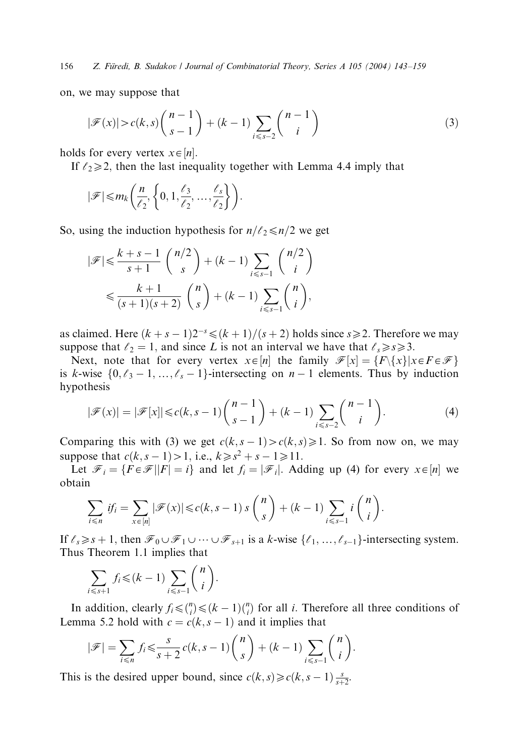on, we may suppose that

$$|\mathscr{F}(x)| > c(k,s)\binom{n-1}{s-1} + (k-1)\sum_{i \leqslant s-2}\binom{n-1}{i} \tag{3}$$

holds for every vertex $x \in [n]$.

If $\ell_2 \geqslant 2$, then the last inequality together with Lemma 4.4 imply that

$$|\mathscr{F}| \leqslant m_k\left(\frac{n}{\ell_2}, \left\{0, 1, \frac{\ell_3}{\ell_2}, \ldots, \frac{\ell_s}{\ell_2}\right\}\right).$$

So, using the induction hypothesis for $n/\ell_2 \leqslant n/2$ we get

$$\begin{aligned}
|\mathscr{F}| &\leqslant \frac{k+s-1}{s+1}\binom{n/2}{s} + (k-1)\sum_{i \leqslant s-1}\binom{n/2}{i} \\
&\leqslant \frac{k+1}{(s+1)(s+2)}\binom{n}{s} + (k-1)\sum_{i \leqslant s-1}\binom{n}{i},
\end{aligned}$$

as claimed. Here $(k+s-1)2^{-s} \leqslant (k+1)/(s+2)$ holds since $s \geqslant 2$. Therefore we may suppose that $\ell_2 = 1$, and since $L$ is not an interval we have that $\ell_s \geqslant s \geqslant 3$.

Next, note that for every vertex $x \in [n]$ the family $\mathscr{F}[x] = \{F \backslash \{x\} | x \in F \in \mathscr{F}\}$ is $k$-wise $\{0, \ell_3 - 1, \ldots, \ell_s - 1\}$-intersecting on $n-1$ elements. Thus by induction hypothesis

$$|\mathscr{F}(x)| = |\mathscr{F}[x]| \leqslant c(k, s-1)\binom{n-1}{s-1} + (k-1)\sum_{i \leqslant s-2}\binom{n-1}{i}. \tag{4}$$

Comparing this with (3) we get $c(k,s-1) > c(k,s) \geqslant 1$. So from now on, we may suppose that $c(k,s-1) > 1$, i.e., $k \geqslant s^2 + s - 1 \geqslant 11$.

Let $\mathscr{F}_i = \{F \in \mathscr{F} | |F| = i\}$ and let $f_i = |\mathscr{F}_i|$. Adding up (4) for every $x \in [n]$ we obtain

$$\sum_{i \leqslant n} i f_i = \sum_{x \in [n]} |\mathscr{F}(x)| \leqslant c(k, s-1)\, s\binom{n}{s} + (k-1)\sum_{i \leqslant s-1} i\binom{n}{i}.$$

If $\ell_s \geqslant s+1$, then $\mathscr{F}_0 \cup \mathscr{F}_1 \cup \cdots \cup \mathscr{F}_{s+1}$ is a $k$-wise $\{\ell_1, \ldots, \ell_{s-1}\}$-intersecting system. Thus Theorem 1.1 implies that

$$\sum_{i \leqslant s+1} f_i \leqslant (k-1)\sum_{i \leqslant s-1}\binom{n}{i}.$$

In addition, clearly $f_i \leqslant \binom{n}{i} \leqslant (k-1)\binom{n}{i}$ for all $i$. Therefore all three conditions of Lemma 5.2 hold with $c = c(k, s-1)$ and it implies that

$$|\mathscr{F}| = \sum_{i \leqslant n} f_i \leqslant \frac{s}{s+2}c(k, s-1)\binom{n}{s} + (k-1)\sum_{i \leqslant s-1}\binom{n}{i}.$$

This is the desired upper bound, since $c(k,s) \geqslant c(k, s-1)\frac{s}{s+2}$.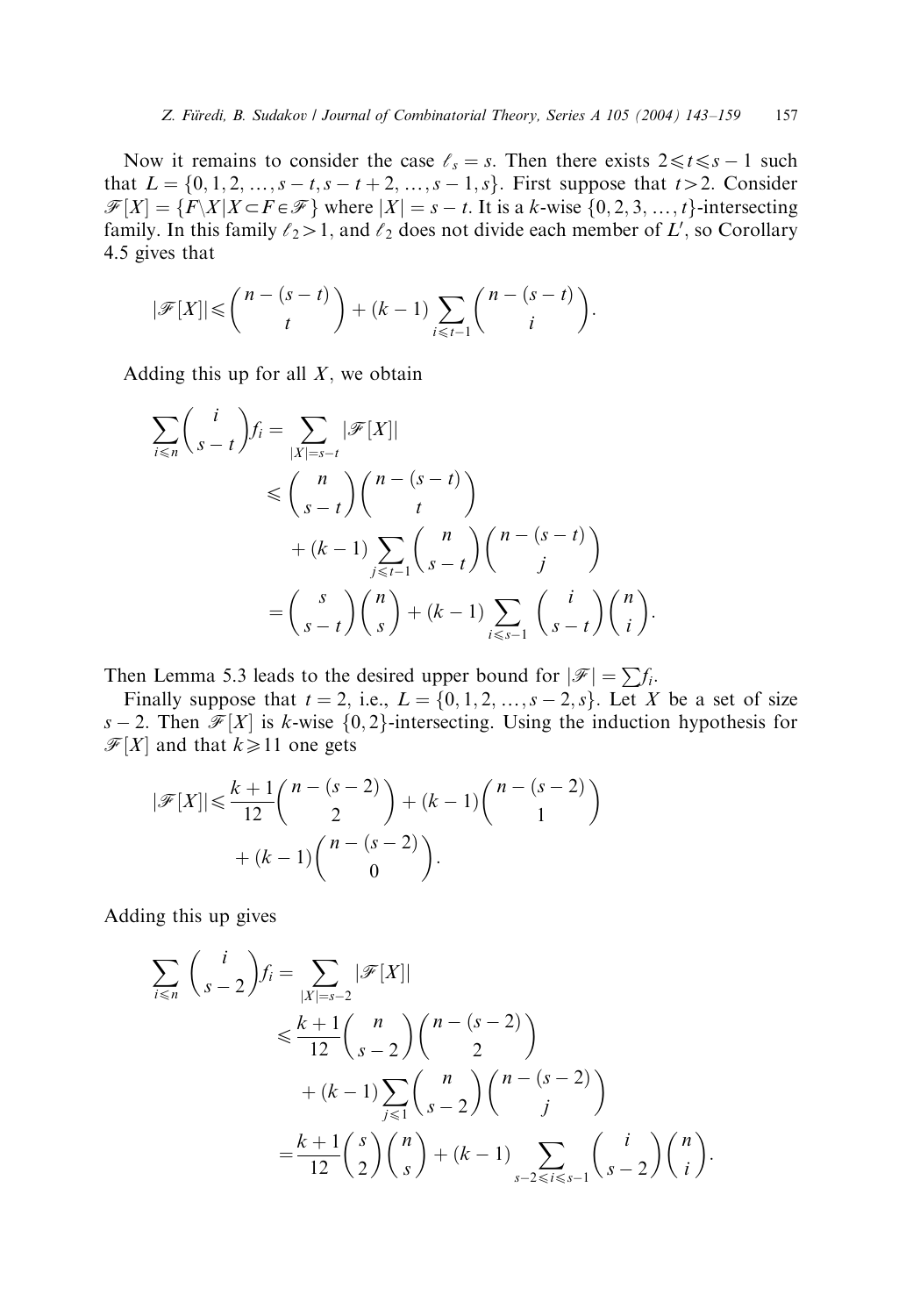Now it remains to consider the case $\ell_s = s$. Then there exists $2 \leqslant t \leqslant s-1$ such that $L = \{0, 1, 2, \ldots, s-t, s-t+2, \ldots, s-1, s\}$. First suppose that $t > 2$. Consider $\mathscr{F}[X] = \{F \backslash X | X \subset F \in \mathscr{F}\}$ where $|X| = s - t$. It is a $k$-wise $\{0, 2, 3, \ldots, t\}$-intersecting family. In this family $\ell_2 > 1$, and $\ell_2$ does not divide each member of $L'$, so Corollary 4.5 gives that

$$|\mathscr{F}[X]| \leqslant \binom{n-(s-t)}{t} + (k-1) \sum_{i \leqslant t-1} \binom{n-(s-t)}{i}.$$

Adding this up for all $X$, we obtain

$$\begin{aligned}
\sum_{i \leqslant n} \binom{i}{s-t} f_i &= \sum_{|X|=s-t} |\mathscr{F}[X]| \\
&\leqslant \binom{n}{s-t}\binom{n-(s-t)}{t} \\
&\quad + (k-1) \sum_{j \leqslant t-1} \binom{n}{s-t}\binom{n-(s-t)}{j} \\
&= \binom{s}{s-t}\binom{n}{s} + (k-1) \sum_{i \leqslant s-1} \binom{i}{s-t}\binom{n}{i}.
\end{aligned}$$

Then Lemma 5.3 leads to the desired upper bound for $|\mathscr{F}| = \sum f_i$.

Finally suppose that $t = 2$, i.e., $L = \{0, 1, 2, \ldots, s-2, s\}$. Let $X$ be a set of size $s-2$. Then $\mathscr{F}[X]$ is $k$-wise $\{0, 2\}$-intersecting. Using the induction hypothesis for $\mathscr{F}[X]$ and that $k \geqslant 11$ one gets

$$\begin{aligned}
|\mathscr{F}[X]| \leqslant \frac{k+1}{12}\binom{n-(s-2)}{2} + (k-1)\binom{n-(s-2)}{1} \\
+ (k-1)\binom{n-(s-2)}{0}.
\end{aligned}$$

Adding this up gives

$$\begin{aligned}
\sum_{i \leqslant n} \binom{i}{s-2} f_i &= \sum_{|X|=s-2} |\mathscr{F}[X]| \\
&\leqslant \frac{k+1}{12}\binom{n}{s-2}\binom{n-(s-2)}{2} \\
&\quad + (k-1) \sum_{j \leqslant 1} \binom{n}{s-2}\binom{n-(s-2)}{j} \\
&= \frac{k+1}{12}\binom{s}{2}\binom{n}{s} + (k-1) \sum_{s-2 \leqslant i \leqslant s-1} \binom{i}{s-2}\binom{n}{i}.
\end{aligned}$$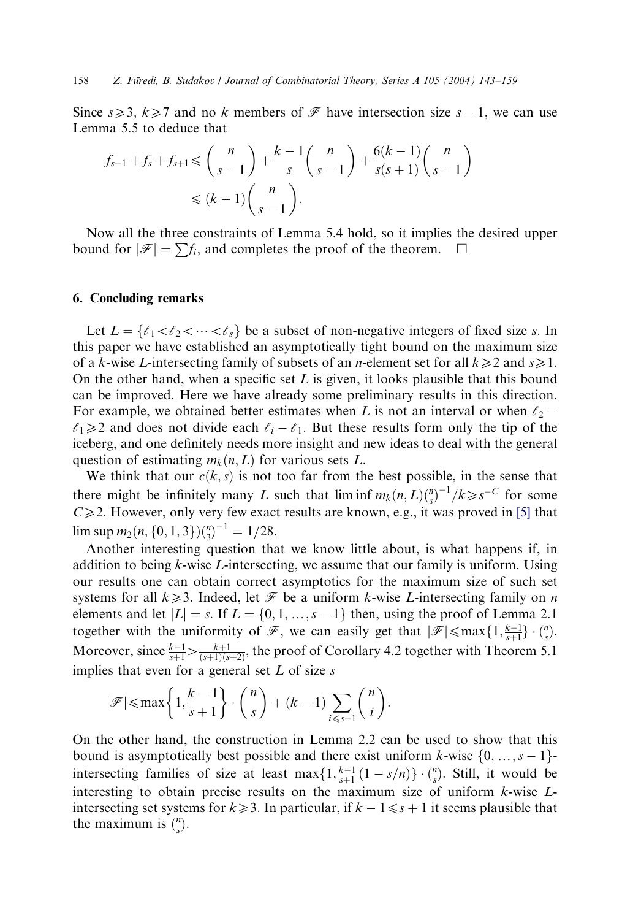Since $s \geq 3$, $k \geq 7$ and no $k$ members of $\mathscr{F}$ have intersection size $s-1$, we can use Lemma 5.5 to deduce that

$$f_{s-1} + f_s + f_{s+1} \leq \binom{n}{s-1} + \frac{k-1}{s}\binom{n}{s-1} + \frac{6(k-1)}{s(s+1)}\binom{n}{s-1} \leq (k-1)\binom{n}{s-1}.$$

Now all the three constraints of Lemma 5.4 hold, so it implies the desired upper bound for $|\mathscr{F}| = \sum f_i$, and completes the proof of the theorem. □

## 6. Concluding remarks

Let $L = \{\ell_1 < \ell_2 < \cdots < \ell_s\}$ be a subset of non-negative integers of fixed size $s$. In this paper we have established an asymptotically tight bound on the maximum size of a $k$-wise $L$-intersecting family of subsets of an $n$-element set for all $k \geq 2$ and $s \geq 1$. On the other hand, when a specific set $L$ is given, it looks plausible that this bound can be improved. Here we have already some preliminary results in this direction. For example, we obtained better estimates when $L$ is not an interval or when $\ell_2 - \ell_1 \geq 2$ and does not divide each $\ell_i - \ell_1$. But these results form only the tip of the iceberg, and one definitely needs more insight and new ideas to deal with the general question of estimating $m_k(n, L)$ for various sets $L$.

We think that our $c(k, s)$ is not too far from the best possible, in the sense that there might be infinitely many $L$ such that $\liminf m_k(n, L)\binom{n}{s}^{-1}/k \geq s^{-C}$ for some $C \geq 2$. However, only very few exact results are known, e.g., it was proved in [5] that $\limsup m_2(n, \{0, 1, 3\})\binom{n}{3}^{-1} = 1/28$.

Another interesting question that we know little about, is what happens if, in addition to being $k$-wise $L$-intersecting, we assume that our family is uniform. Using our results one can obtain correct asymptotics for the maximum size of such set systems for all $k \geq 3$. Indeed, let $\mathscr{F}$ be a uniform $k$-wise $L$-intersecting family on $n$ elements and let $|L| = s$. If $L = \{0, 1, \ldots, s-1\}$ then, using the proof of Lemma 2.1 together with the uniformity of $\mathscr{F}$, we can easily get that $|\mathscr{F}| \leq \max\{1, \frac{k-1}{s+1}\} \cdot \binom{n}{s}$. Moreover, since $\frac{k-1}{s+1} > \frac{k+1}{(s+1)(s+2)}$, the proof of Corollary 4.2 together with Theorem 5.1 implies that even for a general set $L$ of size $s$

$$|\mathscr{F}| \leq \max\left\{1, \frac{k-1}{s+1}\right\} \cdot \binom{n}{s} + (k-1)\sum_{i \leq s-1}\binom{n}{i}.$$

On the other hand, the construction in Lemma 2.2 can be used to show that this bound is asymptotically best possible and there exist uniform $k$-wise $\{0, \ldots, s-1\}$-intersecting families of size at least $\max\{1, \frac{k-1}{s+1}(1 - s/n)\} \cdot \binom{n}{s}$. Still, it would be interesting to obtain precise results on the maximum size of uniform $k$-wise $L$-intersecting set systems for $k \geq 3$. In particular, if $k - 1 \leq s + 1$ it seems plausible that the maximum is $\binom{n}{s}$.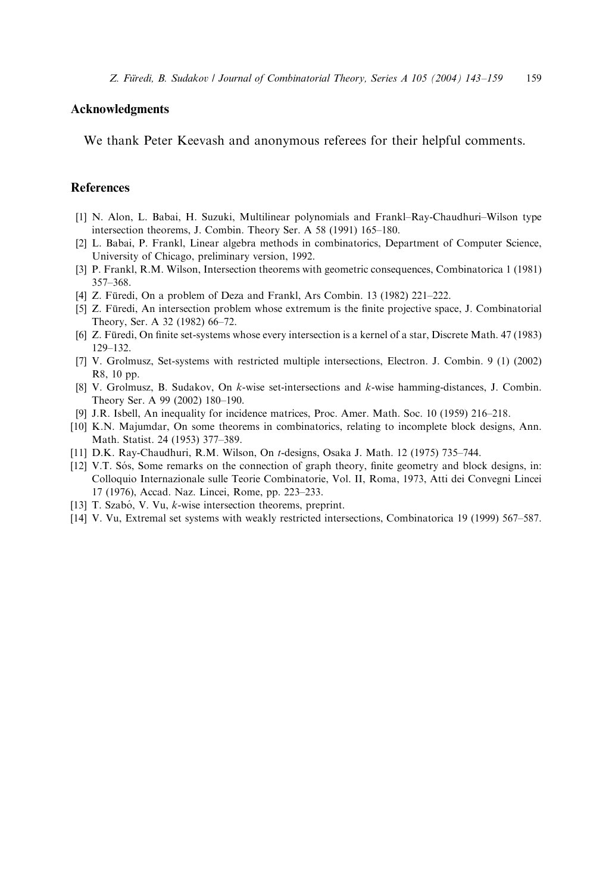## Acknowledgments

We thank Peter Keevash and anonymous referees for their helpful comments.

## References

[1] N. Alon, L. Babai, H. Suzuki, Multilinear polynomials and Frankl–Ray-Chaudhuri–Wilson type intersection theorems, J. Combin. Theory Ser. A 58 (1991) 165–180.

[2] L. Babai, P. Frankl, Linear algebra methods in combinatorics, Department of Computer Science, University of Chicago, preliminary version, 1992.

[3] P. Frankl, R.M. Wilson, Intersection theorems with geometric consequences, Combinatorica 1 (1981) 357–368.

[4] Z. Füredi, On a problem of Deza and Frankl, Ars Combin. 13 (1982) 221–222.

[5] Z. Füredi, An intersection problem whose extremum is the finite projective space, J. Combinatorial Theory, Ser. A 32 (1982) 66–72.

[6] Z. Füredi, On finite set-systems whose every intersection is a kernel of a star, Discrete Math. 47 (1983) 129–132.

[7] V. Grolmusz, Set-systems with restricted multiple intersections, Electron. J. Combin. 9 (1) (2002) R8, 10 pp.

[8] V. Grolmusz, B. Sudakov, On $k$-wise set-intersections and $k$-wise hamming-distances, J. Combin. Theory Ser. A 99 (2002) 180–190.

[9] J.R. Isbell, An inequality for incidence matrices, Proc. Amer. Math. Soc. 10 (1959) 216–218.

[10] K.N. Majumdar, On some theorems in combinatorics, relating to incomplete block designs, Ann. Math. Statist. 24 (1953) 377–389.

[11] D.K. Ray-Chaudhuri, R.M. Wilson, On $t$-designs, Osaka J. Math. 12 (1975) 735–744.

[12] V.T. Sós, Some remarks on the connection of graph theory, finite geometry and block designs, in: Colloquio Internazionale sulle Teorie Combinatorie, Vol. II, Roma, 1973, Atti dei Convegni Lincei 17 (1976), Accad. Naz. Lincei, Rome, pp. 223–233.

[13] T. Szabó, V. Vu, $k$-wise intersection theorems, preprint.

[14] V. Vu, Extremal set systems with weakly restricted intersections, Combinatorica 19 (1999) 567–587.